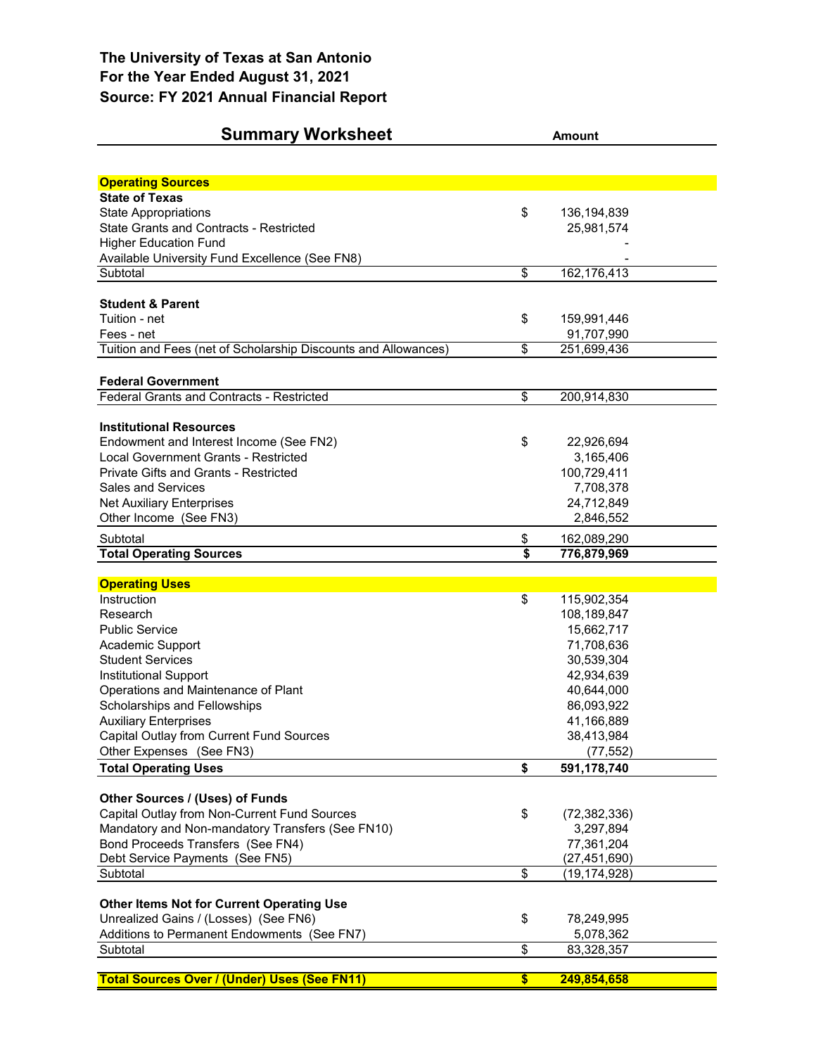## The University of Texas at San Antonio
## For the Year Ended August 31, 2021
## Source: FY 2021 Annual Financial Report

| Summary Worksheet | | Amount |
|---|---|---|
| **Operating Sources** | | |
| **State of Texas** | | |
| State Appropriations | $ | 136,194,839 |
| State Grants and Contracts - Restricted | | 25,981,574 |
| Higher Education Fund | | - |
| Available University Fund Excellence (See FN8) | | - |
| Subtotal | $ | 162,176,413 |
| | | |
| **Student & Parent** | | |
| Tuition - net | $ | 159,991,446 |
| Fees - net | | 91,707,990 |
| Tuition and Fees (net of Scholarship Discounts and Allowances) | $ | 251,699,436 |
| | | |
| **Federal Government** | | |
| Federal Grants and Contracts - Restricted | $ | 200,914,830 |
| | | |
| **Institutional Resources** | | |
| Endowment and Interest Income (See FN2) | $ | 22,926,694 |
| Local Government Grants - Restricted | | 3,165,406 |
| Private Gifts and Grants - Restricted | | 100,729,411 |
| Sales and Services | | 7,708,378 |
| Net Auxiliary Enterprises | | 24,712,849 |
| Other Income (See FN3) | | 2,846,552 |
| Subtotal | $ | 162,089,290 |
| **Total Operating Sources** | **$** | **776,879,969** |
| | | |
| **Operating Uses** | | |
| Instruction | $ | 115,902,354 |
| Research | | 108,189,847 |
| Public Service | | 15,662,717 |
| Academic Support | | 71,708,636 |
| Student Services | | 30,539,304 |
| Institutional Support | | 42,934,639 |
| Operations and Maintenance of Plant | | 40,644,000 |
| Scholarships and Fellowships | | 86,093,922 |
| Auxiliary Enterprises | | 41,166,889 |
| Capital Outlay from Current Fund Sources | | 38,413,984 |
| Other Expenses (See FN3) | | (77,552) |
| **Total Operating Uses** | **$** | **591,178,740** |
| | | |
| **Other Sources / (Uses) of Funds** | | |
| Capital Outlay from Non-Current Fund Sources | $ | (72,382,336) |
| Mandatory and Non-mandatory Transfers (See FN10) | | 3,297,894 |
| Bond Proceeds Transfers (See FN4) | | 77,361,204 |
| Debt Service Payments (See FN5) | | (27,451,690) |
| Subtotal | $ | (19,174,928) |
| | | |
| **Other Items Not for Current Operating Use** | | |
| Unrealized Gains / (Losses) (See FN6) | $ | 78,249,995 |
| Additions to Permanent Endowments (See FN7) | | 5,078,362 |
| Subtotal | $ | 83,328,357 |
| | | |
| **Total Sources Over / (Under) Uses (See FN11)** | **$** | **249,854,658** |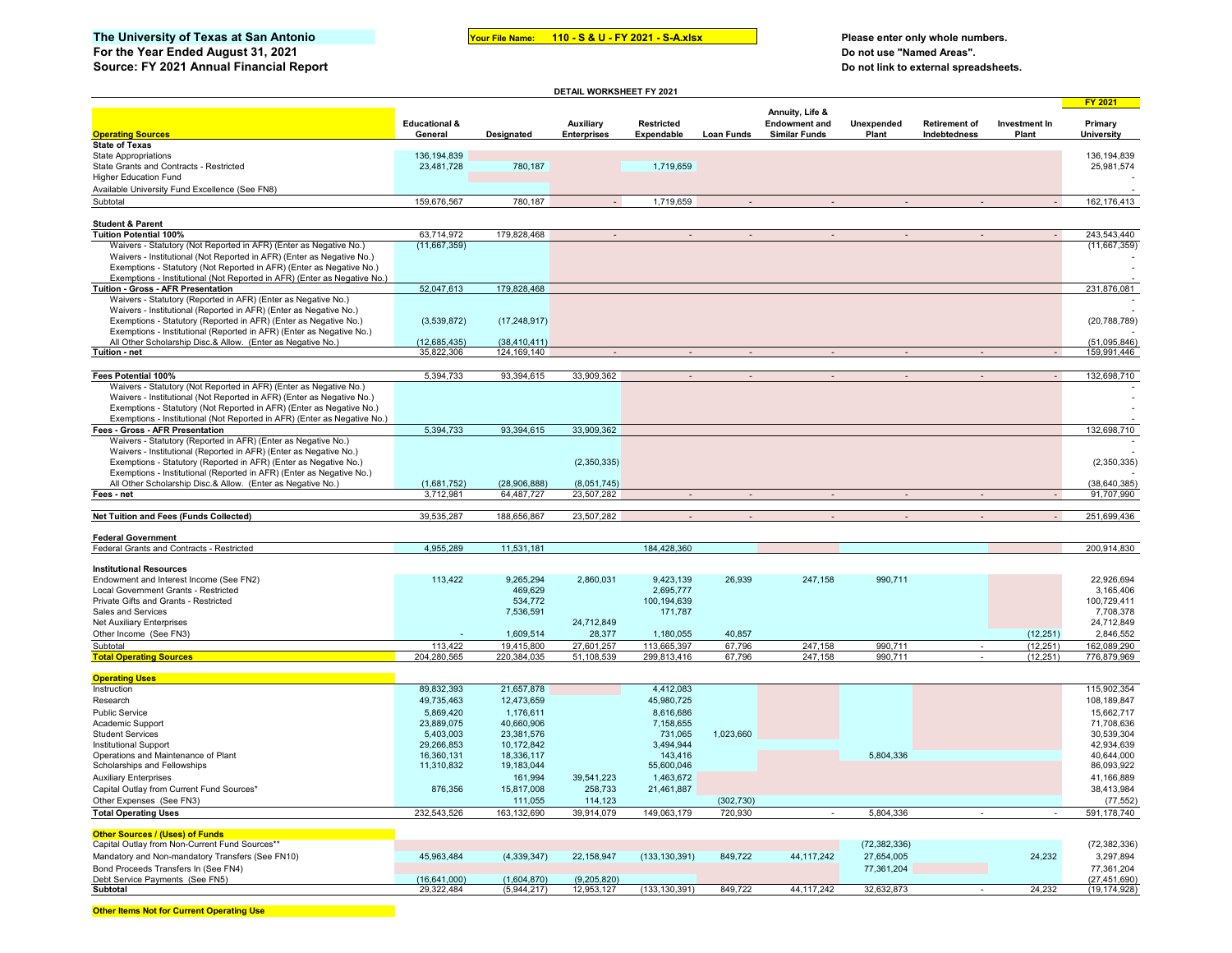**The University of Texas at San Antonio**
**For the Year Ended August 31, 2021**
**Source: FY 2021 Annual Financial Report**

**Your File Name: 110 - S & U - FY 2021 - S-A.xlsx**

**Please enter only whole numbers.**
**Do not use "Named Areas".**
**Do not link to external spreadsheets.**

**DETAIL WORKSHEET FY 2021**

| Operating Sources | Educational & General | Designated | Auxiliary Enterprises | Restricted Expendable | Loan Funds | Annuity, Life & Endowment and Similar Funds | Unexpended Plant | Retirement of Indebtedness | Investment In Plant | FY 2021 Primary University |
|---|---|---|---|---|---|---|---|---|---|---|
| **State of Texas** | | | | | | | | | | |
| State Appropriations | 136,194,839 | | | | | | | | | 136,194,839 |
| State Grants and Contracts - Restricted | 23,481,728 | 780,187 | | 1,719,659 | | | | | | 25,981,574 |
| Higher Education Fund | | | | | | | | | | - |
| Available University Fund Excellence (See FN8) | | | | | | | | | | - |
| Subtotal | 159,676,567 | 780,187 | - | 1,719,659 | - | - | - | - | - | 162,176,413 |
| **Student & Parent** | | | | | | | | | | |
| **Tuition Potential 100%** | 63,714,972 | 179,828,468 | - | - | - | - | - | - | - | 243,543,440 |
| Waivers - Statutory (Not Reported in AFR) (Enter as Negative No.) | (11,667,359) | | | | | | | | | (11,667,359) |
| Waivers - Institutional (Not Reported in AFR) (Enter as Negative No.) | | | | | | | | | | - |
| Exemptions - Statutory (Not Reported in AFR) (Enter as Negative No.) | | | | | | | | | | - |
| Exemptions - Institutional (Not Reported in AFR) (Enter as Negative No.) | | | | | | | | | | - |
| **Tuition - Gross - AFR Presentation** | 52,047,613 | 179,828,468 | | | | | | | | 231,876,081 |
| Waivers - Statutory (Reported in AFR) (Enter as Negative No.) | | | | | | | | | | - |
| Waivers - Institutional (Reported in AFR) (Enter as Negative No.) | | | | | | | | | | - |
| Exemptions - Statutory (Reported in AFR) (Enter as Negative No.) | (3,539,872) | (17,248,917) | | | | | | | | (20,788,789) |
| Exemptions - Institutional (Reported in AFR) (Enter as Negative No.) | | | | | | | | | | - |
| All Other Scholarship Disc.& Allow. (Enter as Negative No.) | (12,685,435) | (38,410,411) | | | | | | | | (51,095,846) |
| **Tuition - net** | 35,822,306 | 124,169,140 | - | - | - | - | - | - | - | 159,991,446 |
| **Fees Potential 100%** | 5,394,733 | 93,394,615 | 33,909,362 | - | - | - | - | - | - | 132,698,710 |
| Waivers - Statutory (Not Reported in AFR) (Enter as Negative No.) | | | | | | | | | | - |
| Waivers - Institutional (Not Reported in AFR) (Enter as Negative No.) | | | | | | | | | | - |
| Exemptions - Statutory (Not Reported in AFR) (Enter as Negative No.) | | | | | | | | | | - |
| Exemptions - Institutional (Not Reported in AFR) (Enter as Negative No.) | | | | | | | | | | - |
| **Fees - Gross - AFR Presentation** | 5,394,733 | 93,394,615 | 33,909,362 | | | | | | | 132,698,710 |
| Waivers - Statutory (Reported in AFR) (Enter as Negative No.) | | | | | | | | | | - |
| Waivers - Institutional (Reported in AFR) (Enter as Negative No.) | | | | | | | | | | - |
| Exemptions - Statutory (Reported in AFR) (Enter as Negative No.) | | | (2,350,335) | | | | | | | (2,350,335) |
| Exemptions - Institutional (Reported in AFR) (Enter as Negative No.) | | | | | | | | | | - |
| All Other Scholarship Disc.& Allow. (Enter as Negative No.) | (1,681,752) | (28,906,888) | (8,051,745) | | | | | | | (38,640,385) |
| **Fees - net** | 3,712,981 | 64,487,727 | 23,507,282 | - | - | - | - | - | - | 91,707,990 |
| **Net Tuition and Fees (Funds Collected)** | 39,535,287 | 188,656,867 | 23,507,282 | - | - | - | - | - | - | 251,699,436 |
| **Federal Government** | | | | | | | | | | |
| Federal Grants and Contracts - Restricted | 4,955,289 | 11,531,181 | | 184,428,360 | | | | | | 200,914,830 |
| **Institutional Resources** | | | | | | | | | | |
| Endowment and Interest Income (See FN2) | 113,422 | 9,265,294 | 2,860,031 | 9,423,139 | 26,939 | 247,158 | 990,711 | | | 22,926,694 |
| Local Government Grants - Restricted | | 469,629 | | 2,695,777 | | | | | | 3,165,406 |
| Private Gifts and Grants - Restricted | | 534,772 | | 100,194,639 | | | | | | 100,729,411 |
| Sales and Services | | 7,536,591 | | 171,787 | | | | | | 7,708,378 |
| Net Auxiliary Enterprises | | | 24,712,849 | | | | | | | 24,712,849 |
| Other Income (See FN3) | - | 1,609,514 | 28,377 | 1,180,055 | 40,857 | | | | (12,251) | 2,846,552 |
| Subtotal | 113,422 | 19,415,800 | 27,601,257 | 113,665,397 | 67,796 | 247,158 | 990,711 | - | (12,251) | 162,089,290 |
| **Total Operating Sources** | 204,280,565 | 220,384,035 | 51,108,539 | 299,813,416 | 67,796 | 247,158 | 990,711 | - | (12,251) | 776,879,969 |
| **Operating Uses** | | | | | | | | | | |
| Instruction | 89,832,393 | 21,657,878 | | 4,412,083 | | | | | | 115,902,354 |
| Research | 49,735,463 | 12,473,659 | | 45,980,725 | | | | | | 108,189,847 |
| Public Service | 5,869,420 | 1,176,611 | | 8,616,686 | | | | | | 15,662,717 |
| Academic Support | 23,889,075 | 40,660,906 | | 7,158,655 | | | | | | 71,708,636 |
| Student Services | 5,403,003 | 23,381,576 | | 731,065 | 1,023,660 | | | | | 30,539,304 |
| Institutional Support | 29,266,853 | 10,172,842 | | 3,494,944 | | | | | | 42,934,639 |
| Operations and Maintenance of Plant | 16,360,131 | 18,336,117 | | 143,416 | | | 5,804,336 | | | 40,644,000 |
| Scholarships and Fellowships | 11,310,832 | 19,183,044 | | 55,600,046 | | | | | | 86,093,922 |
| Auxiliary Enterprises | | 161,994 | 39,541,223 | 1,463,672 | | | | | | 41,166,889 |
| Capital Outlay from Current Fund Sources* | 876,356 | 15,817,008 | 258,733 | 21,461,887 | | | | | | 38,413,984 |
| Other Expenses (See FN3) | | 111,055 | 114,123 | | (302,730) | | | | | (77,552) |
| **Total Operating Uses** | 232,543,526 | 163,132,690 | 39,914,079 | 149,063,179 | 720,930 | - | 5,804,336 | - | - | 591,178,740 |
| **Other Sources / (Uses) of Funds** | | | | | | | | | | |
| Capital Outlay from Non-Current Fund Sources** | | | | | | | (72,382,336) | | | (72,382,336) |
| Mandatory and Non-mandatory Transfers (See FN10) | 45,963,484 | (4,339,347) | 22,158,947 | (133,130,391) | 849,722 | 44,117,242 | 27,654,005 | | 24,232 | 3,297,894 |
| Bond Proceeds Transfers In (See FN4) | | | | | | | 77,361,204 | | | 77,361,204 |
| Debt Service Payments (See FN5) | (16,641,000) | (1,604,870) | (9,205,820) | | | | | | | (27,451,690) |
| **Subtotal** | 29,322,484 | (5,944,217) | 12,953,127 | (133,130,391) | 849,722 | 44,117,242 | 32,632,873 | - | 24,232 | (19,174,928) |

**Other Items Not for Current Operating Use**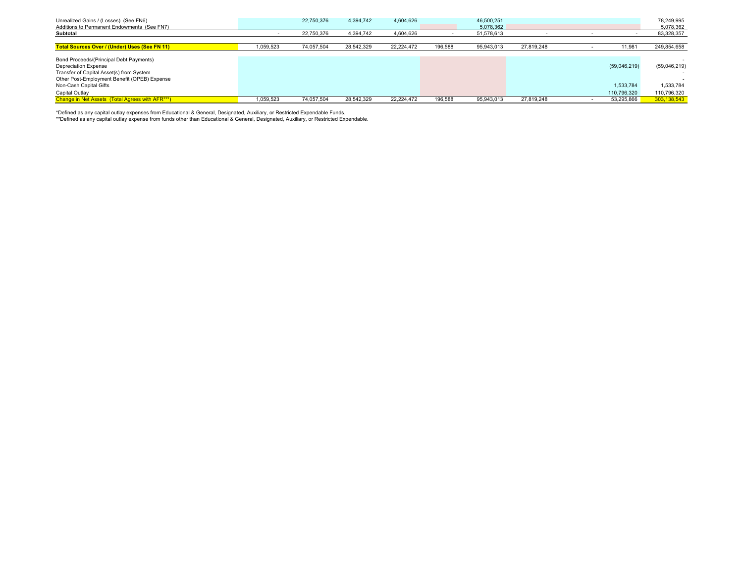| | | | | | | | | | | |
|---|---|---|---|---|---|---|---|---|---|---|
| Unrealized Gains / (Losses) (See FN6) | | 22,750,376 | 4,394,742 | 4,604,626 | | 46,500,251 | | | | 78,249,995 |
| Additions to Permanent Endowments (See FN7) | | | | | | 5,078,362 | | | | 5,078,362 |
| **Subtotal** | - | 22,750,376 | 4,394,742 | 4,604,626 | - | 51,578,613 | - | - | - | 83,328,357 |
| | | | | | | | | | | |
| **Total Sources Over / (Under) Uses (See FN 11)** | 1,059,523 | 74,057,504 | 28,542,329 | 22,224,472 | 196,588 | 95,943,013 | 27,819,248 | - | 11,981 | 249,854,658 |
| | | | | | | | | | | |
| Bond Proceeds/(Principal Debt Payments) | | | | | | | | | | - |
| Depreciation Expense | | | | | | | | | (59,046,219) | (59,046,219) |
| Transfer of Capital Asset(s) from System | | | | | | | | | | - |
| Other Post-Employment Benefit (OPEB) Expense | | | | | | | | | | - |
| Non-Cash Capital Gifts | | | | | | | | | 1,533,784 | 1,533,784 |
| Capital Outlay | | | | | | | | | 110,796,320 | 110,796,320 |
| Change in Net Assets (Total Agrees with AFR***) | 1,059,523 | 74,057,504 | 28,542,329 | 22,224,472 | 196,588 | 95,943,013 | 27,819,248 | - | 53,295,866 | 303,138,543 |

*Defined as any capital outlay expenses from Educational & General, Designated, Auxiliary, or Restricted Expendable Funds.

**Defined as any capital outlay expense from funds other than Educational & General, Designated, Auxiliary, or Restricted Expendable.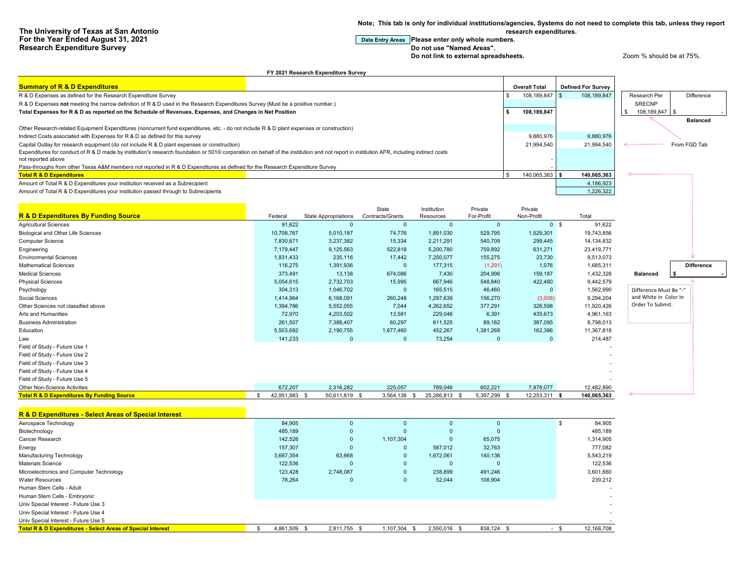**The University of Texas at San Antonio**
**For the Year Ended August 31, 2021**
**Research Expenditure Survey**

**Note; This tab is only for individual institutions/agencies, Systems do not need to complete this tab, unless they report research expenditures.**

Data Entry Areas **Please enter only whole numbers.**
**Do not use "Named Areas".**
**Do not link to external spreadsheets.**

Zoom % should be at 75%.

**FY 2021 Research Expenditure Survey**

| **Summary of R & D Expenditures** | **Overall Total** | **Defined For Survey** |
|---|---|---|
| R & D Expenses as defined for the Research Expenditure Survey | $ 108,189,847 | $ 108,189,847 |
| R & D Expenses **not** meeting the narrow definition of R & D used in the Research Expenditures Survey (Must be a positive number.) | | |
| **Total Expenses for R & D as reported on the Schedule of Revenues, Expenses, and Changes in Net Position** | **$ 108,189,847** | |
| Other Research-related Equipment Expenditures (noncurrent fund expenditures, etc. - do not include R & D plant expenses or construction) | | |
| Indirect Costs associated with Expenses for R & D as defined for this survey | 9,880,976 | 9,880,976 |
| Capital Outlay for research equipment (do not include R & D plant expenses or construction) | 21,994,540 | 21,994,540 |
| Expenditures for conduct of R & D made by institution's research foundation or 501© corporation on behalf of the institution and not report in institution AFR, including indirect costs not reported above | - | |
| Pass-throughs from other Texas A&M members not reported in R & D Expenditures as defined for the Research Expenditure Survey | - | |
| **Total R & D Expenditures** | $ 140,065,363 | **$ 140,065,363** |
| Amount of Total R & D Expenditures your institution received as a Subrecipient | | 4,186,923 |
| Amount of Total R & D Expenditures your institution passed through to Subrecipients | | 1,226,322 |

| Research Per SRECNP | Difference |
|---|---|
| $ 108,189,847 | $ - |
| | **Balanced** |

From FGD Tab

| **R & D Expenditures By Funding Source** | Federal | State Appropriations | State Contracts/Grants | Institution Resources | Private For-Profit | Private Non-Profit | Total |
|---|---|---|---|---|---|---|---|
| Agricultural Sciences | 91,622 | 0 | 0 | 0 | 0 | 0 | $ 91,622 |
| Biological and Other Life Sciences | 10,708,767 | 5,010,187 | 74,776 | 1,891,030 | 529,795 | 1,529,301 | 19,743,856 |
| Computer Science | 7,830,671 | 3,237,382 | 15,334 | 2,211,291 | 540,709 | 299,445 | 14,134,832 |
| Engineering | 7,179,447 | 9,125,563 | 522,818 | 5,200,780 | 759,892 | 631,271 | 23,419,771 |
| Environmental Sciences | 1,831,433 | 235,116 | 17,442 | 7,250,077 | 155,275 | 23,730 | 9,513,073 |
| Mathematical Sciences | 116,275 | 1,391,936 | 0 | 177,315 | (1,291) | 1,076 | 1,685,311 |
| Medical Sciences | 373,491 | 13,138 | 674,086 | 7,430 | 204,996 | 159,187 | 1,432,328 |
| Physical Sciences | 5,054,615 | 2,732,703 | 15,995 | 667,946 | 548,840 | 422,480 | 9,442,579 |
| Psychology | 304,313 | 1,046,702 | 0 | 165,515 | 46,460 | 0 | 1,562,990 |
| Social Sciences | 1,414,964 | 6,168,091 | 260,248 | 1,297,639 | 156,270 | (3,008) | 9,294,204 |
| Other Sciences not classified above | 1,394,786 | 5,552,055 | 7,044 | 4,262,652 | 377,291 | 326,598 | 11,920,426 |
| Arts and Humanities | 72,970 | 4,203,502 | 13,581 | 229,046 | 6,391 | 435,673 | 4,961,163 |
| Business Administration | 261,507 | 7,388,407 | 60,297 | 611,525 | 89,182 | 387,095 | 8,798,013 |
| Education | 5,503,682 | 2,190,755 | 1,677,460 | 452,267 | 1,381,268 | 162,386 | 11,367,818 |
| Law | 141,233 | 0 | 0 | 73,254 | 0 | 0 | 214,487 |
| Field of Study - Future Use 1 | | | | | | | - |
| Field of Study - Future Use 2 | | | | | | | - |
| Field of Study - Future Use 3 | | | | | | | - |
| Field of Study - Future Use 4 | | | | | | | - |
| Field of Study - Future Use 5 | | | | | | | - |
| Other Non-Science Activities | 672,207 | 2,316,282 | 225,057 | 789,046 | 602,221 | 7,878,077 | 12,482,890 |
| **Total R & D Expenditures By Funding Source** | $ 42,951,983 | $ 50,611,819 | $ 3,564,138 | $ 25,286,813 | $ 5,397,299 | $ 12,253,311 | **$ 140,065,363** |

| | **Difference** |
|---|---|
| **Balanced** | **$ -** |

Difference Must Be "-" and White in Color In Order To Submit.

| **R & D Expenditures - Select Areas of Special Interest** | Federal | State Appropriations | State Contracts/Grants | Institution Resources | Private For-Profit | Private Non-Profit | Total |
|---|---|---|---|---|---|---|---|
| Aerospace Technology | 84,905 | 0 | 0 | 0 | 0 | | $ 84,905 |
| Biotechnology | 485,189 | 0 | 0 | 0 | 0 | | 485,189 |
| Cancer Research | 142,526 | 0 | 1,107,304 | 0 | 65,075 | | 1,314,905 |
| Energy | 157,307 | 0 | 0 | 587,012 | 32,763 | | 777,082 |
| Manufacturing Technology | 3,667,354 | 63,668 | 0 | 1,672,061 | 140,136 | | 5,543,219 |
| Materials Science | 122,536 | 0 | 0 | 0 | 0 | | 122,536 |
| Microelectronics and Computer Technology | 123,428 | 2,748,087 | 0 | 238,899 | 491,246 | | 3,601,660 |
| Water Resources | 78,264 | 0 | 0 | 52,044 | 108,904 | | 239,212 |
| Human Stem Cells - Adult | | | | | | | - |
| Human Stem Cells - Embryonic | | | | | | | - |
| Univ Special Interest - Future Use 3 | | | | | | | - |
| Univ Special Interest - Future Use 4 | | | | | | | - |
| Univ Special Interest - Future Use 5 | | | | | | | - |
| **Total R & D Expenditures - Select Areas of Special Interest** | $ 4,861,509 | $ 2,811,755 | $ 1,107,304 | $ 2,550,016 | $ 838,124 | $ - | $ 12,168,708 |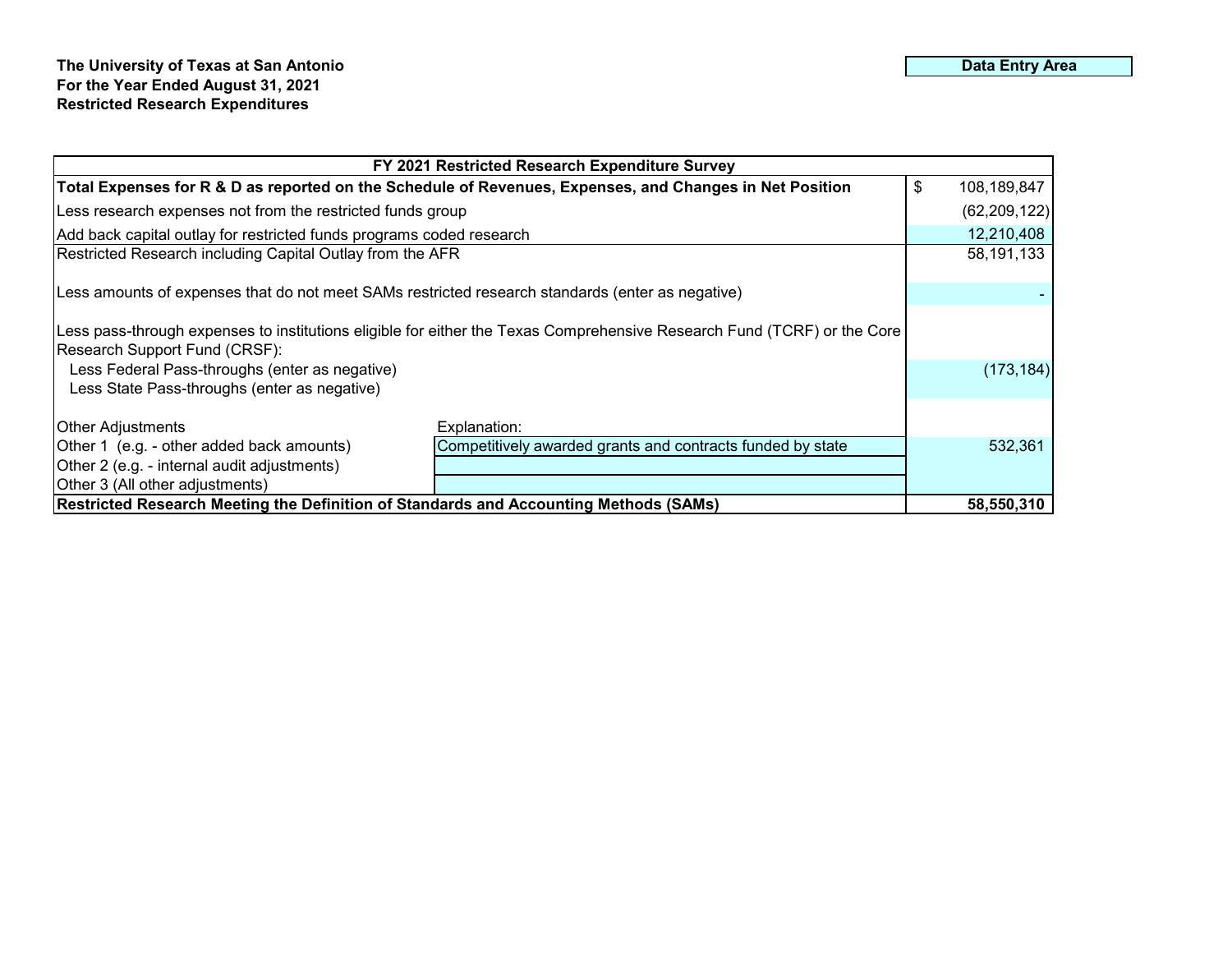**The University of Texas at San Antonio**
**For the Year Ended August 31, 2021**
**Restricted Research Expenditures**

**Data Entry Area**

| FY 2021 Restricted Research Expenditure Survey | | |
|---|---|---|
| **Total Expenses for R & D as reported on the Schedule of Revenues, Expenses, and Changes in Net Position** | | $ 108,189,847 |
| Less research expenses not from the restricted funds group | | (62,209,122) |
| Add back capital outlay for restricted funds programs coded research | | 12,210,408 |
| Restricted Research including Capital Outlay from the AFR | | 58,191,133 |
| Less amounts of expenses that do not meet SAMs restricted research standards (enter as negative) | | - |
| Less pass-through expenses to institutions eligible for either the Texas Comprehensive Research Fund (TCRF) or the Core Research Support Fund (CRSF): | | |
| Less Federal Pass-throughs (enter as negative) | | (173,184) |
| Less State Pass-throughs (enter as negative) | | |
| Other Adjustments | Explanation: | |
| Other 1 (e.g. - other added back amounts) | Competitively awarded grants and contracts funded by state | 532,361 |
| Other 2 (e.g. - internal audit adjustments) | | |
| Other 3 (All other adjustments) | | |
| **Restricted Research Meeting the Definition of Standards and Accounting Methods (SAMs)** | | **58,550,310** |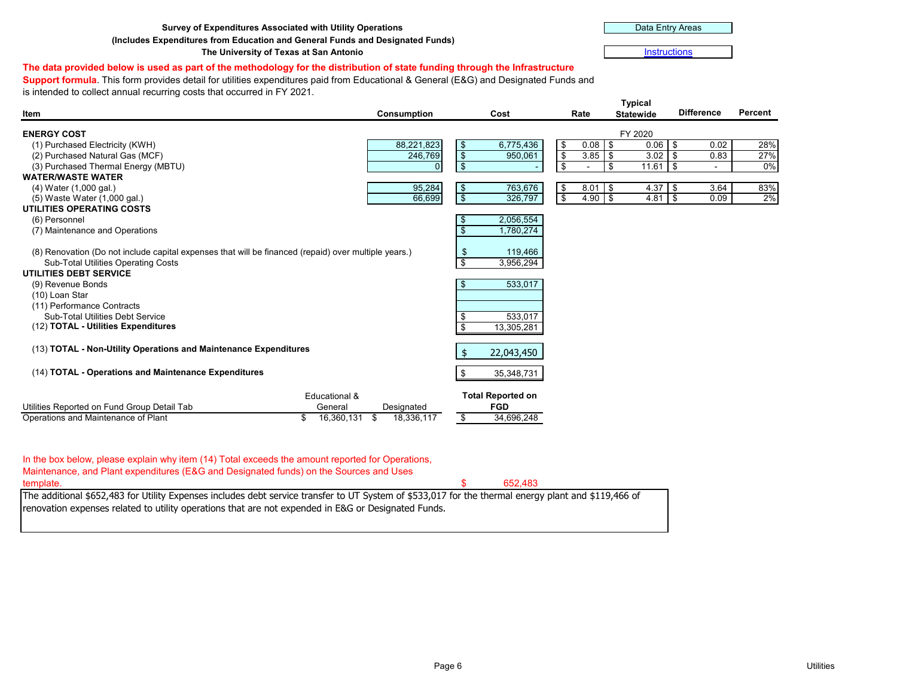**Survey of Expenditures Associated with Utility Operations**
**(Includes Expenditures from Education and General Funds and Designated Funds)**
**The University of Texas at San Antonio**

Data Entry Areas

Instructions

**The data provided below is used as part of the methodology for the distribution of state funding through the Infrastructure Support formula**. This form provides detail for utilities expenditures paid from Educational & General (E&G) and Designated Funds and is intended to collect annual recurring costs that occurred in FY 2021.

| Item | Consumption | Cost | Rate | Typical Statewide | Difference | Percent |
|---|---|---|---|---|---|---|
| **ENERGY COST** | | | | FY 2020 | | |
| (1) Purchased Electricity (KWH) | 88,221,823 | $ 6,775,436 | $ 0.08 | $ 0.06 | $ 0.02 | 28% |
| (2) Purchased Natural Gas (MCF) | 246,769 | $ 950,061 | $ 3.85 | $ 3.02 | $ 0.83 | 27% |
| (3) Purchased Thermal Energy (MBTU) | 0 | $ - | $ - | $ 11.61 | $ - | 0% |
| **WATER/WASTE WATER** | | | | | | |
| (4) Water (1,000 gal.) | 95,284 | $ 763,676 | $ 8.01 | $ 4.37 | $ 3.64 | 83% |
| (5) Waste Water (1,000 gal.) | 66,699 | $ 326,797 | $ 4.90 | $ 4.81 | $ 0.09 | 2% |
| **UTILITIES OPERATING COSTS** | | | | | | |
| (6) Personnel | | $ 2,056,554 | | | | |
| (7) Maintenance and Operations | | $ 1,780,274 | | | | |
| (8) Renovation (Do not include capital expenses that will be financed (repaid) over multiple years.) | | $ 119,466 | | | | |
| Sub-Total Utilities Operating Costs | | $ 3,956,294 | | | | |
| **UTILITIES DEBT SERVICE** | | | | | | |
| (9) Revenue Bonds | | $ 533,017 | | | | |
| (10) Loan Star | | | | | | |
| (11) Performance Contracts | | | | | | |
| Sub-Total Utilities Debt Service | | $ 533,017 | | | | |
| (12) **TOTAL - Utilities Expenditures** | | $ 13,305,281 | | | | |
| (13) **TOTAL - Non-Utility Operations and Maintenance Expenditures** | | $ 22,043,450 | | | | |
| (14) **TOTAL - Operations and Maintenance Expenditures** | | $ 35,348,731 | | | | |

| Utilities Reported on Fund Group Detail Tab | Educational & General | Designated | Total Reported on FGD |
|---|---|---|---|
| Operations and Maintenance of Plant | $ 16,360,131 | $ 18,336,117 | $ 34,696,248 |

In the box below, please explain why item (14) Total exceeds the amount reported for Operations, Maintenance, and Plant expenditures (E&G and Designated funds) on the Sources and Uses template. $ 652,483

The additional $652,483 for Utility Expenses includes debt service transfer to UT System of $533,017 for the thermal energy plant and $119,466 of renovation expenses related to utility operations that are not expended in E&G or Designated Funds.